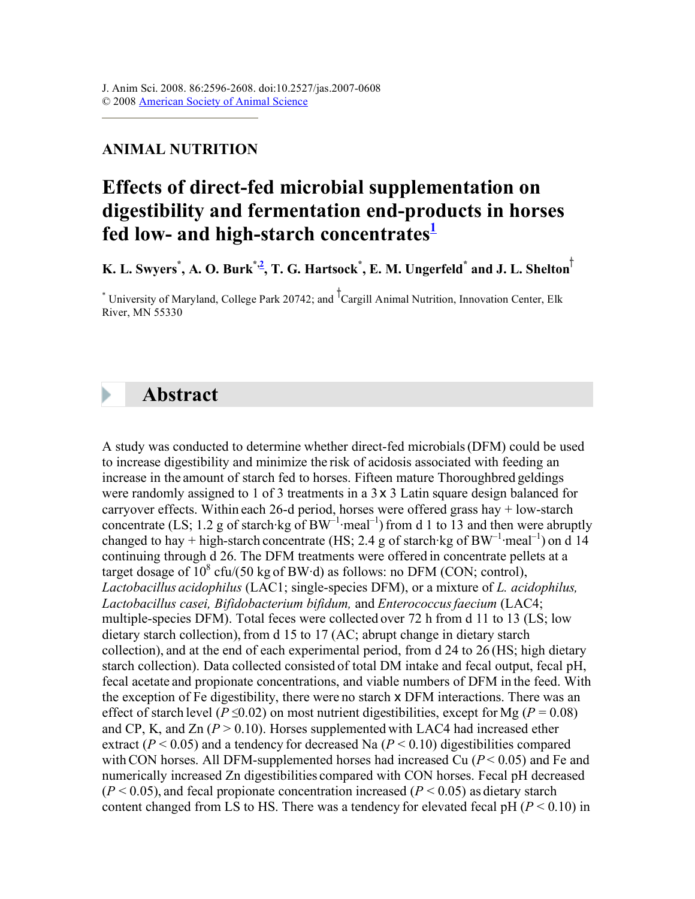J. Anim Sci. 2008. 86:2596-2608. doi:10.2527/jas.2007-0608
© 2008 American Society of Animal Science

## ANIMAL NUTRITION

# Effects of direct-fed microbial supplementation on digestibility and fermentation end-products in horses fed low- and high-starch concentrates[1]

**K. L. Swyers[*], A. O. Burk[*,2], T. G. Hartsock[*], E. M. Ungerfeld[*] and J. L. Shelton[†]**

[*] University of Maryland, College Park 20742; and [†]Cargill Animal Nutrition, Innovation Center, Elk River, MN 55330

## Abstract

A study was conducted to determine whether direct-fed microbials (DFM) could be used to increase digestibility and minimize the risk of acidosis associated with feeding an increase in the amount of starch fed to horses. Fifteen mature Thoroughbred geldings were randomly assigned to 1 of 3 treatments in a 3 x 3 Latin square design balanced for carryover effects. Within each 26-d period, horses were offered grass hay + low-starch concentrate (LS; 1.2 g of starch·kg of $BW^{-1}$·$meal^{-1}$) from d 1 to 13 and then were abruptly changed to hay + high-starch concentrate (HS; 2.4 g of starch·kg of $BW^{-1}$·$meal^{-1}$) on d 14 continuing through d 26. The DFM treatments were offered in concentrate pellets at a target dosage of $10^8$ cfu/(50 kg of BW·d) as follows: no DFM (CON; control), *Lactobacillus acidophilus* (LAC1; single-species DFM), or a mixture of *L. acidophilus, Lactobacillus casei, Bifidobacterium bifidum,* and *Enterococcus faecium* (LAC4; multiple-species DFM). Total feces were collected over 72 h from d 11 to 13 (LS; low dietary starch collection), from d 15 to 17 (AC; abrupt change in dietary starch collection), and at the end of each experimental period, from d 24 to 26 (HS; high dietary starch collection). Data collected consisted of total DM intake and fecal output, fecal pH, fecal acetate and propionate concentrations, and viable numbers of DFM in the feed. With the exception of Fe digestibility, there were no starch x DFM interactions. There was an effect of starch level ($P \leq 0.02$) on most nutrient digestibilities, except for Mg ($P = 0.08$) and CP, K, and Zn ($P > 0.10$). Horses supplemented with LAC4 had increased ether extract ($P < 0.05$) and a tendency for decreased Na ($P < 0.10$) digestibilities compared with CON horses. All DFM-supplemented horses had increased Cu ($P < 0.05$) and Fe and numerically increased Zn digestibilities compared with CON horses. Fecal pH decreased ($P < 0.05$), and fecal propionate concentration increased ($P < 0.05$) as dietary starch content changed from LS to HS. There was a tendency for elevated fecal pH ($P < 0.10$) in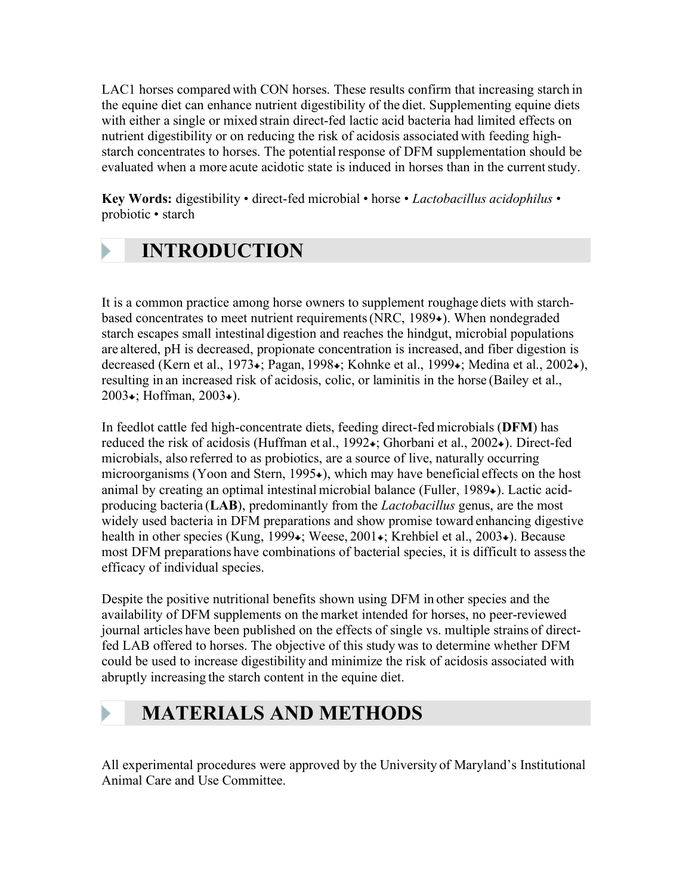LAC1 horses compared with CON horses. These results confirm that increasing starch in the equine diet can enhance nutrient digestibility of the diet. Supplementing equine diets with either a single or mixed strain direct-fed lactic acid bacteria had limited effects on nutrient digestibility or on reducing the risk of acidosis associated with feeding high-starch concentrates to horses. The potential response of DFM supplementation should be evaluated when a more acute acidotic state is induced in horses than in the current study.

**Key Words:** digestibility • direct-fed microbial • horse • *Lactobacillus acidophilus* • probiotic • starch

## INTRODUCTION

It is a common practice among horse owners to supplement roughage diets with starch-based concentrates to meet nutrient requirements (NRC, 1989). When nondegraded starch escapes small intestinal digestion and reaches the hindgut, microbial populations are altered, pH is decreased, propionate concentration is increased, and fiber digestion is decreased (Kern et al., 1973; Pagan, 1998; Kohnke et al., 1999; Medina et al., 2002), resulting in an increased risk of acidosis, colic, or laminitis in the horse (Bailey et al., 2003; Hoffman, 2003).

In feedlot cattle fed high-concentrate diets, feeding direct-fed microbials (**DFM**) has reduced the risk of acidosis (Huffman et al., 1992; Ghorbani et al., 2002). Direct-fed microbials, also referred to as probiotics, are a source of live, naturally occurring microorganisms (Yoon and Stern, 1995), which may have beneficial effects on the host animal by creating an optimal intestinal microbial balance (Fuller, 1989). Lactic acid-producing bacteria (**LAB**), predominantly from the *Lactobacillus* genus, are the most widely used bacteria in DFM preparations and show promise toward enhancing digestive health in other species (Kung, 1999; Weese, 2001; Krehbiel et al., 2003). Because most DFM preparations have combinations of bacterial species, it is difficult to assess the efficacy of individual species.

Despite the positive nutritional benefits shown using DFM in other species and the availability of DFM supplements on the market intended for horses, no peer-reviewed journal articles have been published on the effects of single vs. multiple strains of direct-fed LAB offered to horses. The objective of this study was to determine whether DFM could be used to increase digestibility and minimize the risk of acidosis associated with abruptly increasing the starch content in the equine diet.

## MATERIALS AND METHODS

All experimental procedures were approved by the University of Maryland's Institutional Animal Care and Use Committee.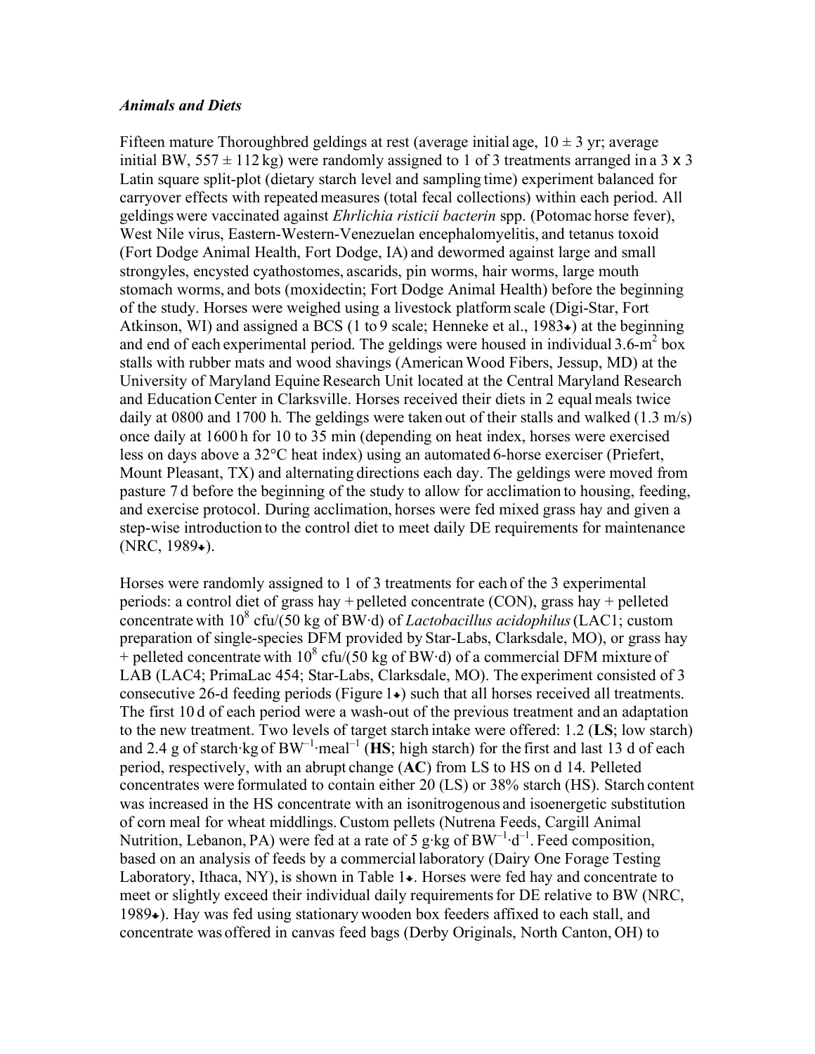### *Animals and Diets*

Fifteen mature Thoroughbred geldings at rest (average initial age, $10 \pm 3$ yr; average initial BW, $557 \pm 112$ kg) were randomly assigned to 1 of 3 treatments arranged in a 3 x 3 Latin square split-plot (dietary starch level and sampling time) experiment balanced for carryover effects with repeated measures (total fecal collections) within each period. All geldings were vaccinated against *Ehrlichia risticii bacterin* spp. (Potomac horse fever), West Nile virus, Eastern-Western-Venezuelan encephalomyelitis, and tetanus toxoid (Fort Dodge Animal Health, Fort Dodge, IA) and dewormed against large and small strongyles, encysted cyathostomes, ascarids, pin worms, hair worms, large mouth stomach worms, and bots (moxidectin; Fort Dodge Animal Health) before the beginning of the study. Horses were weighed using a livestock platform scale (Digi-Star, Fort Atkinson, WI) and assigned a BCS (1 to 9 scale; Henneke et al., 1983) at the beginning and end of each experimental period. The geldings were housed in individual 3.6-$m^2$ box stalls with rubber mats and wood shavings (American Wood Fibers, Jessup, MD) at the University of Maryland Equine Research Unit located at the Central Maryland Research and Education Center in Clarksville. Horses received their diets in 2 equal meals twice daily at 0800 and 1700 h. The geldings were taken out of their stalls and walked (1.3 m/s) once daily at 1600 h for 10 to 35 min (depending on heat index, horses were exercised less on days above a 32°C heat index) using an automated 6-horse exerciser (Priefert, Mount Pleasant, TX) and alternating directions each day. The geldings were moved from pasture 7 d before the beginning of the study to allow for acclimation to housing, feeding, and exercise protocol. During acclimation, horses were fed mixed grass hay and given a step-wise introduction to the control diet to meet daily DE requirements for maintenance (NRC, 1989).

Horses were randomly assigned to 1 of 3 treatments for each of the 3 experimental periods: a control diet of grass hay + pelleted concentrate (CON), grass hay + pelleted concentrate with $10^8$ cfu/(50 kg of BW·d) of *Lactobacillus acidophilus* (LAC1; custom preparation of single-species DFM provided by Star-Labs, Clarksdale, MO), or grass hay + pelleted concentrate with $10^8$ cfu/(50 kg of BW·d) of a commercial DFM mixture of LAB (LAC4; PrimaLac 454; Star-Labs, Clarksdale, MO). The experiment consisted of 3 consecutive 26-d feeding periods (Figure 1) such that all horses received all treatments. The first 10 d of each period were a wash-out of the previous treatment and an adaptation to the new treatment. Two levels of target starch intake were offered: 1.2 (**LS**; low starch) and 2.4 g of starch·kg of $BW^{-1}$·$meal^{-1}$ (**HS**; high starch) for the first and last 13 d of each period, respectively, with an abrupt change (**AC**) from LS to HS on d 14. Pelleted concentrates were formulated to contain either 20 (LS) or 38% starch (HS). Starch content was increased in the HS concentrate with an isonitrogenous and isoenergetic substitution of corn meal for wheat middlings. Custom pellets (Nutrena Feeds, Cargill Animal Nutrition, Lebanon, PA) were fed at a rate of 5 g·kg of $BW^{-1}$·$d^{-1}$. Feed composition, based on an analysis of feeds by a commercial laboratory (Dairy One Forage Testing Laboratory, Ithaca, NY), is shown in Table 1. Horses were fed hay and concentrate to meet or slightly exceed their individual daily requirements for DE relative to BW (NRC, 1989). Hay was fed using stationary wooden box feeders affixed to each stall, and concentrate was offered in canvas feed bags (Derby Originals, North Canton, OH) to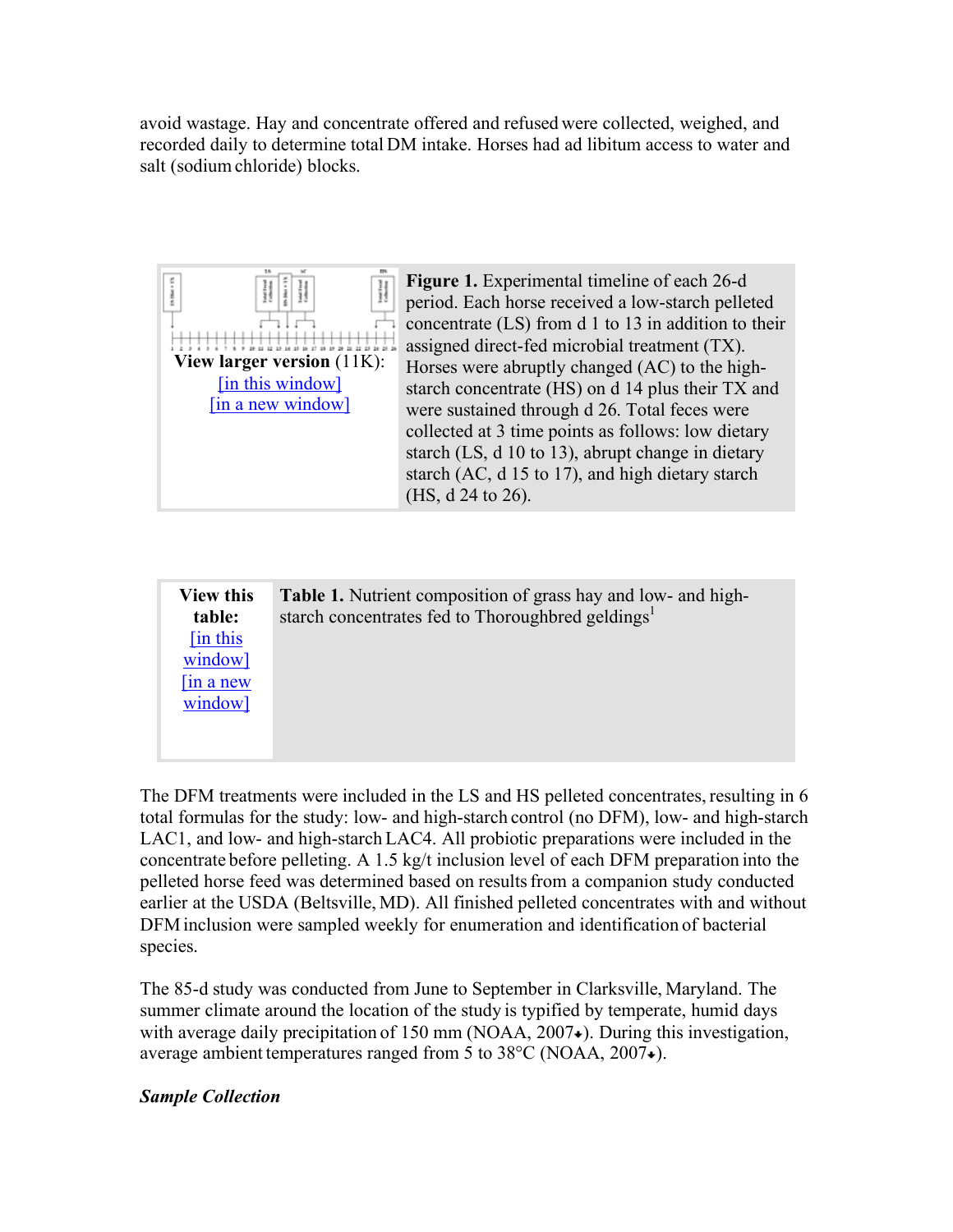avoid wastage. Hay and concentrate offered and refused were collected, weighed, and recorded daily to determine total DM intake. Horses had ad libitum access to water and salt (sodium chloride) blocks.

View larger version (11K): [in this window] [in a new window]

**Figure 1.** Experimental timeline of each 26-d period. Each horse received a low-starch pelleted concentrate (LS) from d 1 to 13 in addition to their assigned direct-fed microbial treatment (TX). Horses were abruptly changed (AC) to the high-starch concentrate (HS) on d 14 plus their TX and were sustained through d 26. Total feces were collected at 3 time points as follows: low dietary starch (LS, d 10 to 13), abrupt change in dietary starch (AC, d 15 to 17), and high dietary starch (HS, d 24 to 26).

View this table: [in this window] [in a new window]

**Table 1.** Nutrient composition of grass hay and low- and high-starch concentrates fed to Thoroughbred geldings[1]

The DFM treatments were included in the LS and HS pelleted concentrates, resulting in 6 total formulas for the study: low- and high-starch control (no DFM), low- and high-starch LAC1, and low- and high-starch LAC4. All probiotic preparations were included in the concentrate before pelleting. A 1.5 kg/t inclusion level of each DFM preparation into the pelleted horse feed was determined based on results from a companion study conducted earlier at the USDA (Beltsville, MD). All finished pelleted concentrates with and without DFM inclusion were sampled weekly for enumeration and identification of bacterial species.

The 85-d study was conducted from June to September in Clarksville, Maryland. The summer climate around the location of the study is typified by temperate, humid days with average daily precipitation of 150 mm (NOAA, 2007). During this investigation, average ambient temperatures ranged from 5 to 38°C (NOAA, 2007).

### *Sample Collection*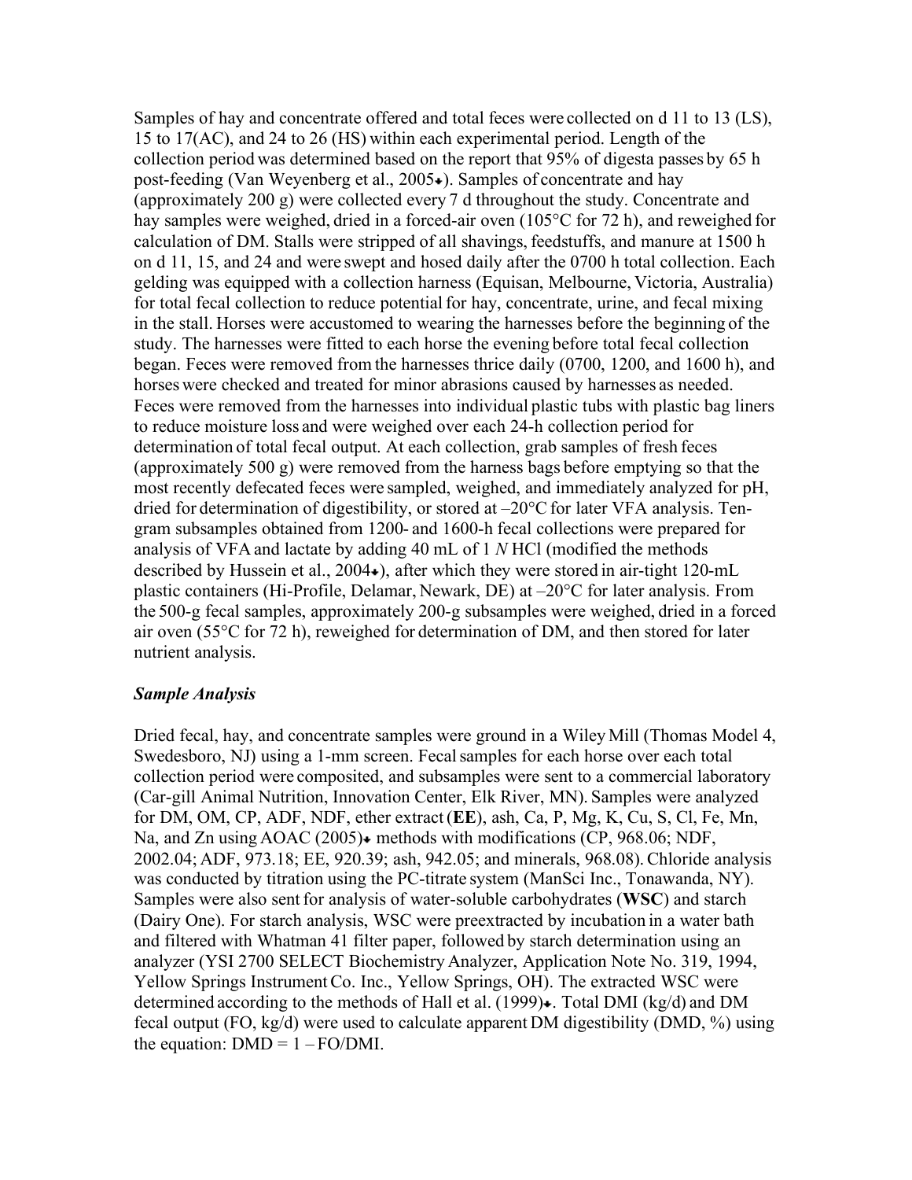Samples of hay and concentrate offered and total feces were collected on d 11 to 13 (LS), 15 to 17(AC), and 24 to 26 (HS) within each experimental period. Length of the collection period was determined based on the report that 95% of digesta passes by 65 h post-feeding (Van Weyenberg et al., 2005). Samples of concentrate and hay (approximately 200 g) were collected every 7 d throughout the study. Concentrate and hay samples were weighed, dried in a forced-air oven (105°C for 72 h), and reweighed for calculation of DM. Stalls were stripped of all shavings, feedstuffs, and manure at 1500 h on d 11, 15, and 24 and were swept and hosed daily after the 0700 h total collection. Each gelding was equipped with a collection harness (Equisan, Melbourne, Victoria, Australia) for total fecal collection to reduce potential for hay, concentrate, urine, and fecal mixing in the stall. Horses were accustomed to wearing the harnesses before the beginning of the study. The harnesses were fitted to each horse the evening before total fecal collection began. Feces were removed from the harnesses thrice daily (0700, 1200, and 1600 h), and horses were checked and treated for minor abrasions caused by harnesses as needed. Feces were removed from the harnesses into individual plastic tubs with plastic bag liners to reduce moisture loss and were weighed over each 24-h collection period for determination of total fecal output. At each collection, grab samples of fresh feces (approximately 500 g) were removed from the harness bags before emptying so that the most recently defecated feces were sampled, weighed, and immediately analyzed for pH, dried for determination of digestibility, or stored at –20°C for later VFA analysis. Ten-gram subsamples obtained from 1200- and 1600-h fecal collections were prepared for analysis of VFA and lactate by adding 40 mL of 1 *N* HCl (modified the methods described by Hussein et al., 2004), after which they were stored in air-tight 120-mL plastic containers (Hi-Profile, Delamar, Newark, DE) at –20°C for later analysis. From the 500-g fecal samples, approximately 200-g subsamples were weighed, dried in a forced air oven (55°C for 72 h), reweighed for determination of DM, and then stored for later nutrient analysis.

### *Sample Analysis*

Dried fecal, hay, and concentrate samples were ground in a Wiley Mill (Thomas Model 4, Swedesboro, NJ) using a 1-mm screen. Fecal samples for each horse over each total collection period were composited, and subsamples were sent to a commercial laboratory (Car-gill Animal Nutrition, Innovation Center, Elk River, MN). Samples were analyzed for DM, OM, CP, ADF, NDF, ether extract (**EE**), ash, Ca, P, Mg, K, Cu, S, Cl, Fe, Mn, Na, and Zn using AOAC (2005) methods with modifications (CP, 968.06; NDF, 2002.04; ADF, 973.18; EE, 920.39; ash, 942.05; and minerals, 968.08). Chloride analysis was conducted by titration using the PC-titrate system (ManSci Inc., Tonawanda, NY). Samples were also sent for analysis of water-soluble carbohydrates (**WSC**) and starch (Dairy One). For starch analysis, WSC were preextracted by incubation in a water bath and filtered with Whatman 41 filter paper, followed by starch determination using an analyzer (YSI 2700 SELECT Biochemistry Analyzer, Application Note No. 319, 1994, Yellow Springs Instrument Co. Inc., Yellow Springs, OH). The extracted WSC were determined according to the methods of Hall et al. (1999). Total DMI (kg/d) and DM fecal output (FO, kg/d) were used to calculate apparent DM digestibility (DMD, %) using the equation: $\text{DMD} = 1 - \text{FO}/\text{DMI}$.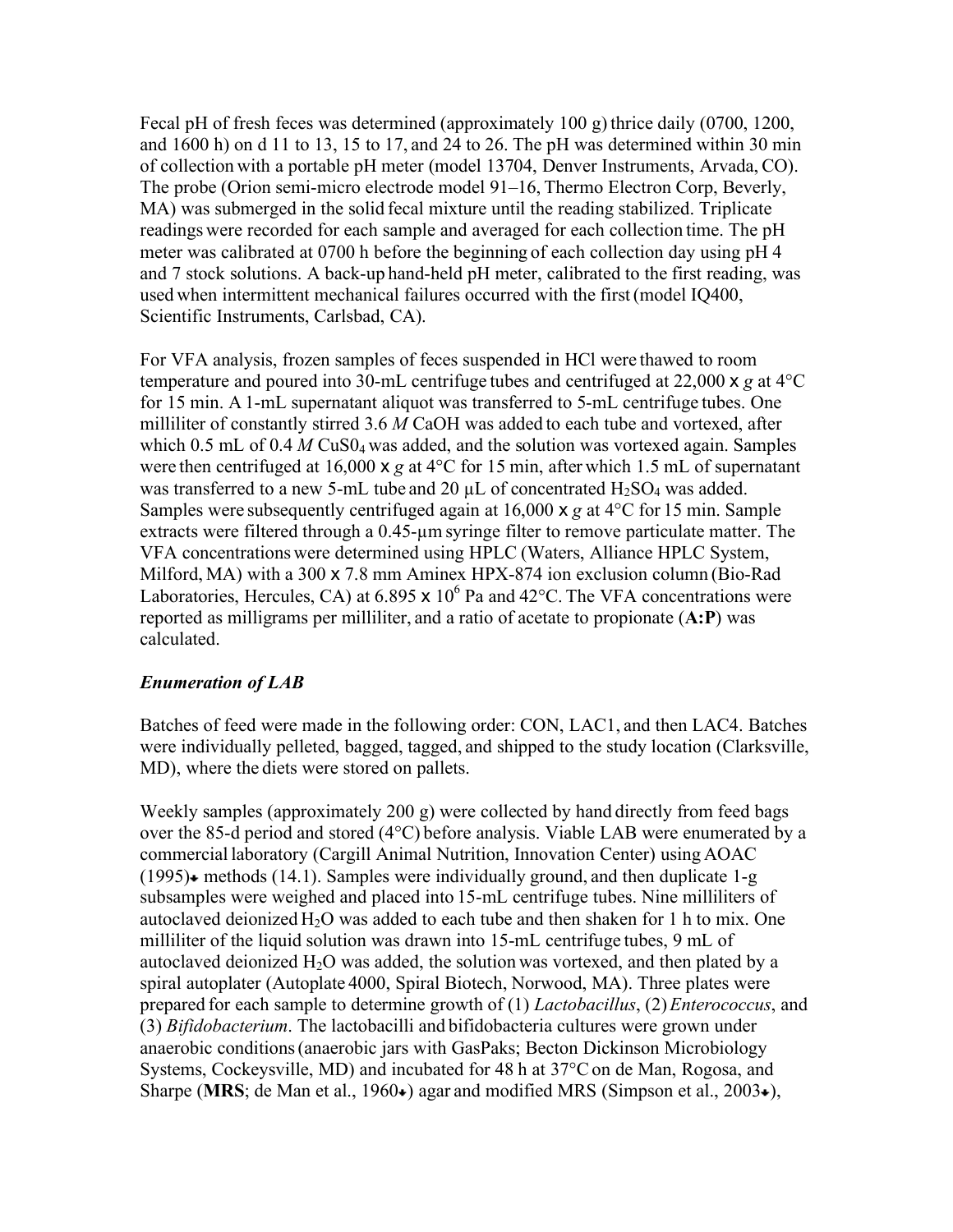Fecal pH of fresh feces was determined (approximately 100 g) thrice daily (0700, 1200, and 1600 h) on d 11 to 13, 15 to 17, and 24 to 26. The pH was determined within 30 min of collection with a portable pH meter (model 13704, Denver Instruments, Arvada, CO). The probe (Orion semi-micro electrode model 91–16, Thermo Electron Corp, Beverly, MA) was submerged in the solid fecal mixture until the reading stabilized. Triplicate readings were recorded for each sample and averaged for each collection time. The pH meter was calibrated at 0700 h before the beginning of each collection day using pH 4 and 7 stock solutions. A back-up hand-held pH meter, calibrated to the first reading, was used when intermittent mechanical failures occurred with the first (model IQ400, Scientific Instruments, Carlsbad, CA).

For VFA analysis, frozen samples of feces suspended in HCl were thawed to room temperature and poured into 30-mL centrifuge tubes and centrifuged at 22,000 x *g* at 4°C for 15 min. A 1-mL supernatant aliquot was transferred to 5-mL centrifuge tubes. One milliliter of constantly stirred 3.6 *M* CaOH was added to each tube and vortexed, after which 0.5 mL of 0.4 *M* $CuS0_4$ was added, and the solution was vortexed again. Samples were then centrifuged at 16,000 x *g* at 4°C for 15 min, after which 1.5 mL of supernatant was transferred to a new 5-mL tube and 20 µL of concentrated $H_2SO_4$ was added. Samples were subsequently centrifuged again at 16,000 x *g* at 4°C for 15 min. Sample extracts were filtered through a 0.45-µm syringe filter to remove particulate matter. The VFA concentrations were determined using HPLC (Waters, Alliance HPLC System, Milford, MA) with a 300 x 7.8 mm Aminex HPX-874 ion exclusion column (Bio-Rad Laboratories, Hercules, CA) at $6.895 \times 10^6$ Pa and 42°C. The VFA concentrations were reported as milligrams per milliliter, and a ratio of acetate to propionate (**A:P**) was calculated.

### *Enumeration of LAB*

Batches of feed were made in the following order: CON, LAC1, and then LAC4. Batches were individually pelleted, bagged, tagged, and shipped to the study location (Clarksville, MD), where the diets were stored on pallets.

Weekly samples (approximately 200 g) were collected by hand directly from feed bags over the 85-d period and stored (4°C) before analysis. Viable LAB were enumerated by a commercial laboratory (Cargill Animal Nutrition, Innovation Center) using AOAC (1995) methods (14.1). Samples were individually ground, and then duplicate 1-g subsamples were weighed and placed into 15-mL centrifuge tubes. Nine milliliters of autoclaved deionized $H_2O$ was added to each tube and then shaken for 1 h to mix. One milliliter of the liquid solution was drawn into 15-mL centrifuge tubes, 9 mL of autoclaved deionized $H_2O$ was added, the solution was vortexed, and then plated by a spiral autoplater (Autoplate 4000, Spiral Biotech, Norwood, MA). Three plates were prepared for each sample to determine growth of (1) *Lactobacillus*, (2) *Enterococcus*, and (3) *Bifidobacterium*. The lactobacilli and bifidobacteria cultures were grown under anaerobic conditions (anaerobic jars with GasPaks; Becton Dickinson Microbiology Systems, Cockeysville, MD) and incubated for 48 h at 37°C on de Man, Rogosa, and Sharpe (**MRS**; de Man et al., 1960) agar and modified MRS (Simpson et al., 2003),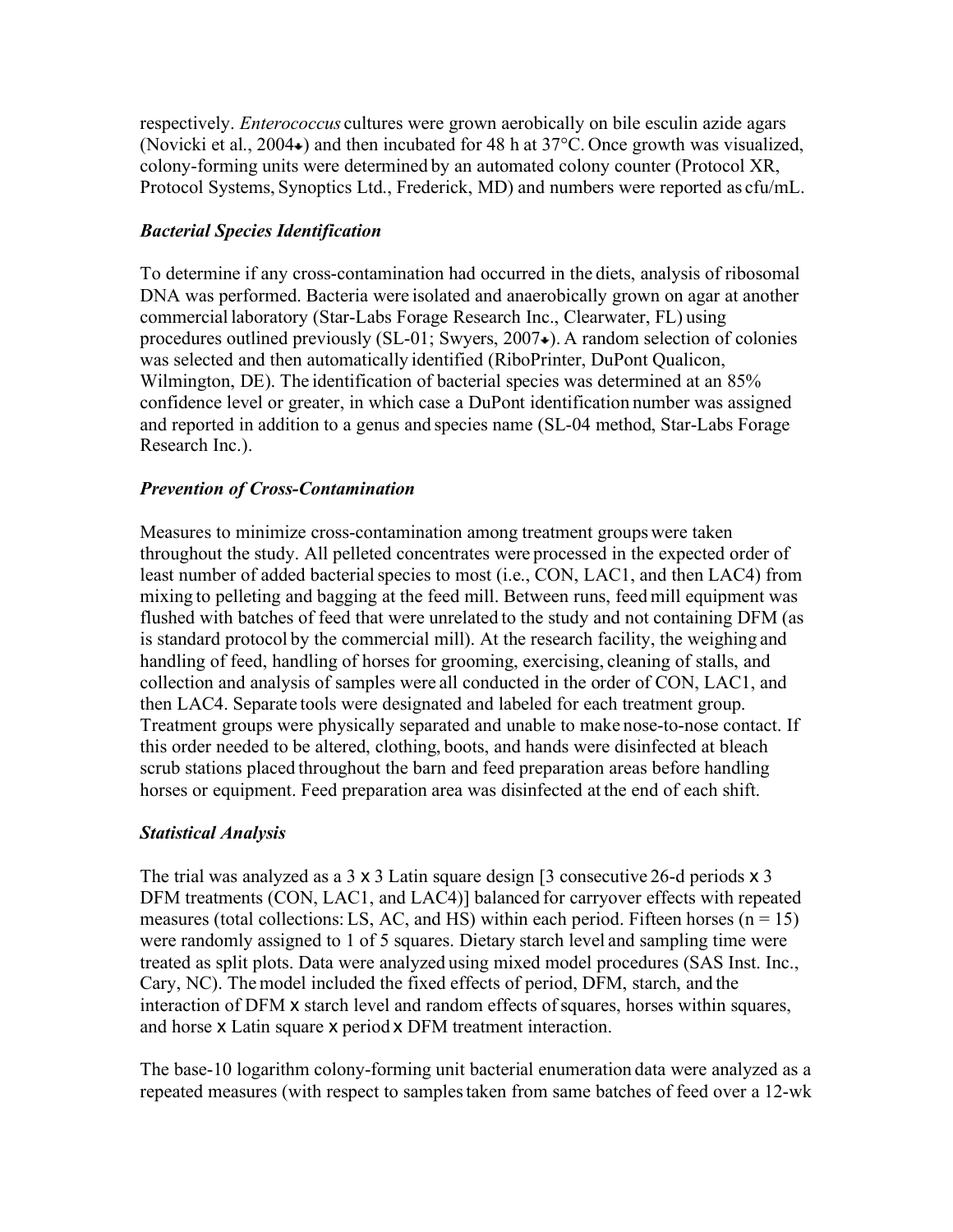respectively. *Enterococcus* cultures were grown aerobically on bile esculin azide agars (Novicki et al., 2004) and then incubated for 48 h at 37°C. Once growth was visualized, colony-forming units were determined by an automated colony counter (Protocol XR, Protocol Systems, Synoptics Ltd., Frederick, MD) and numbers were reported as cfu/mL.

### *Bacterial Species Identification*

To determine if any cross-contamination had occurred in the diets, analysis of ribosomal DNA was performed. Bacteria were isolated and anaerobically grown on agar at another commercial laboratory (Star-Labs Forage Research Inc., Clearwater, FL) using procedures outlined previously (SL-01; Swyers, 2007). A random selection of colonies was selected and then automatically identified (RiboPrinter, DuPont Qualicon, Wilmington, DE). The identification of bacterial species was determined at an 85% confidence level or greater, in which case a DuPont identification number was assigned and reported in addition to a genus and species name (SL-04 method, Star-Labs Forage Research Inc.).

### *Prevention of Cross-Contamination*

Measures to minimize cross-contamination among treatment groups were taken throughout the study. All pelleted concentrates were processed in the expected order of least number of added bacterial species to most (i.e., CON, LAC1, and then LAC4) from mixing to pelleting and bagging at the feed mill. Between runs, feed mill equipment was flushed with batches of feed that were unrelated to the study and not containing DFM (as is standard protocol by the commercial mill). At the research facility, the weighing and handling of feed, handling of horses for grooming, exercising, cleaning of stalls, and collection and analysis of samples were all conducted in the order of CON, LAC1, and then LAC4. Separate tools were designated and labeled for each treatment group. Treatment groups were physically separated and unable to make nose-to-nose contact. If this order needed to be altered, clothing, boots, and hands were disinfected at bleach scrub stations placed throughout the barn and feed preparation areas before handling horses or equipment. Feed preparation area was disinfected at the end of each shift.

### *Statistical Analysis*

The trial was analyzed as a 3 x 3 Latin square design [3 consecutive 26-d periods x 3 DFM treatments (CON, LAC1, and LAC4)] balanced for carryover effects with repeated measures (total collections: LS, AC, and HS) within each period. Fifteen horses ($n = 15$) were randomly assigned to 1 of 5 squares. Dietary starch level and sampling time were treated as split plots. Data were analyzed using mixed model procedures (SAS Inst. Inc., Cary, NC). The model included the fixed effects of period, DFM, starch, and the interaction of DFM x starch level and random effects of squares, horses within squares, and horse x Latin square x period x DFM treatment interaction.

The base-10 logarithm colony-forming unit bacterial enumeration data were analyzed as a repeated measures (with respect to samples taken from same batches of feed over a 12-wk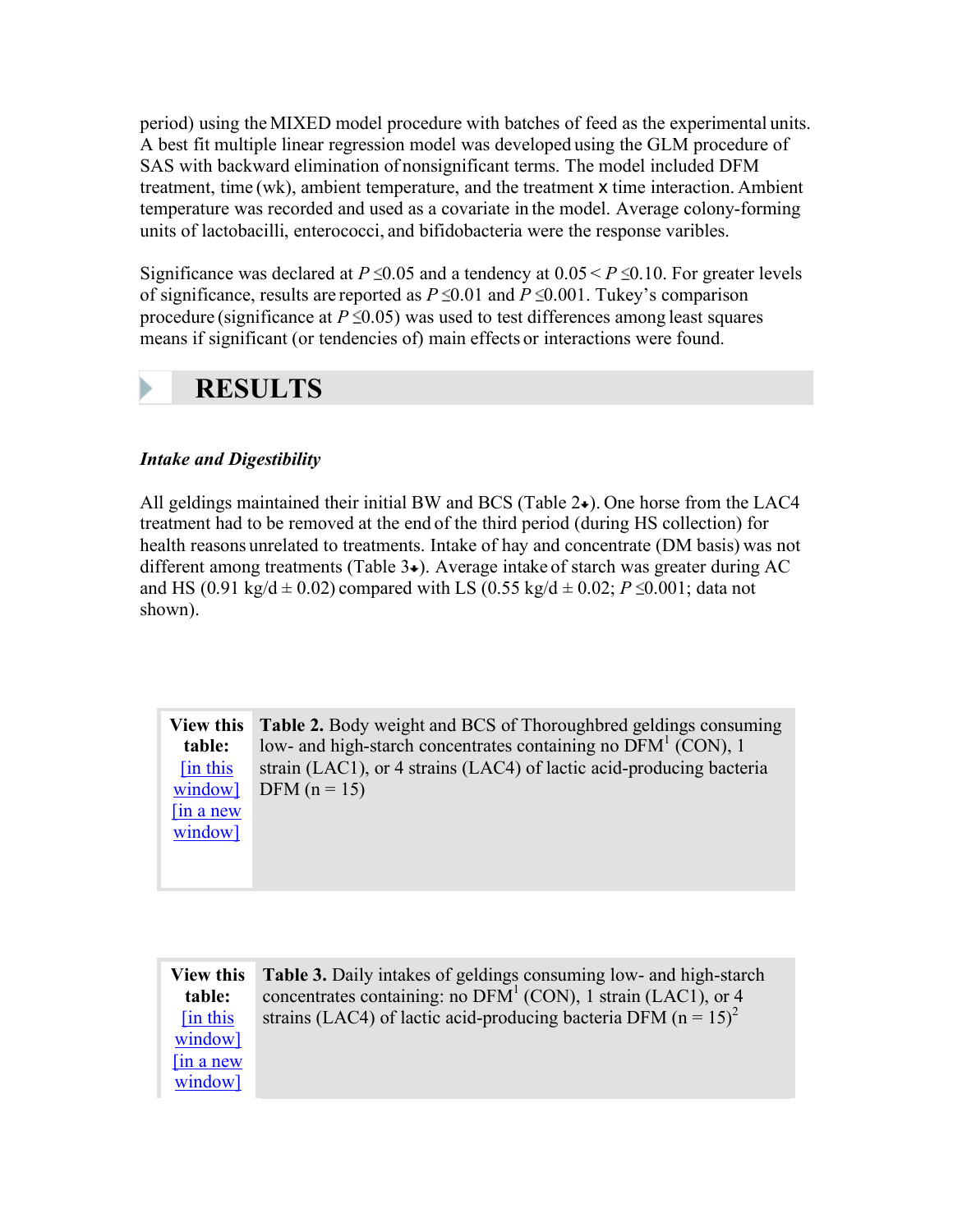period) using the MIXED model procedure with batches of feed as the experimental units. A best fit multiple linear regression model was developed using the GLM procedure of SAS with backward elimination of nonsignificant terms. The model included DFM treatment, time (wk), ambient temperature, and the treatment × time interaction. Ambient temperature was recorded and used as a covariate in the model. Average colony-forming units of lactobacilli, enterococci, and bifidobacteria were the response varibles.

Significance was declared at $P \leq 0.05$ and a tendency at $0.05 < P \leq 0.10$. For greater levels of significance, results are reported as $P \leq 0.01$ and $P \leq 0.001$. Tukey's comparison procedure (significance at $P \leq 0.05$) was used to test differences among least squares means if significant (or tendencies of) main effects or interactions were found.

# RESULTS

### *Intake and Digestibility*

All geldings maintained their initial BW and BCS (Table 2). One horse from the LAC4 treatment had to be removed at the end of the third period (during HS collection) for health reasons unrelated to treatments. Intake of hay and concentrate (DM basis) was not different among treatments (Table 3). Average intake of starch was greater during AC and HS (0.91 kg/d ± 0.02) compared with LS (0.55 kg/d ± 0.02; $P \leq 0.001$; data not shown).

| View this table: [in this window] [in a new window] | **Table 2.** Body weight and BCS of Thoroughbred geldings consuming low- and high-starch concentrates containing no DFM[1] (CON), 1 strain (LAC1), or 4 strains (LAC4) of lactic acid-producing bacteria DFM (n = 15) |
|---|---|

| View this table: [in this window] [in a new window] | **Table 3.** Daily intakes of geldings consuming low- and high-starch concentrates containing: no DFM[1] (CON), 1 strain (LAC1), or 4 strains (LAC4) of lactic acid-producing bacteria DFM (n = 15)[2] |
|---|---|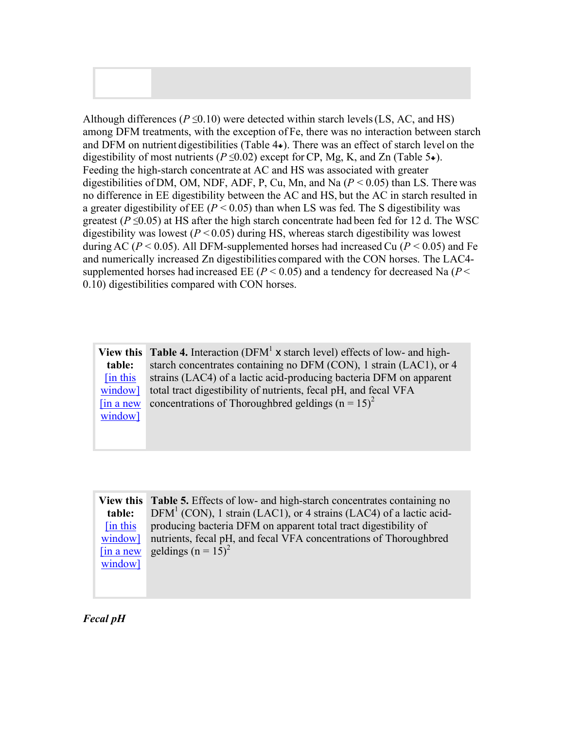Although differences ($P \leq 0.10$) were detected within starch levels (LS, AC, and HS) among DFM treatments, with the exception of Fe, there was no interaction between starch and DFM on nutrient digestibilities (Table 4). There was an effect of starch level on the digestibility of most nutrients ($P \leq 0.02$) except for CP, Mg, K, and Zn (Table 5). Feeding the high-starch concentrate at AC and HS was associated with greater digestibilities of DM, OM, NDF, ADF, P, Cu, Mn, and Na ($P < 0.05$) than LS. There was no difference in EE digestibility between the AC and HS, but the AC in starch resulted in a greater digestibility of EE ($P < 0.05$) than when LS was fed. The S digestibility was greatest ($P \leq 0.05$) at HS after the high starch concentrate had been fed for 12 d. The WSC digestibility was lowest ($P < 0.05$) during HS, whereas starch digestibility was lowest during AC ($P < 0.05$). All DFM-supplemented horses had increased Cu ($P < 0.05$) and Fe and numerically increased Zn digestibilities compared with the CON horses. The LAC4-supplemented horses had increased EE ($P < 0.05$) and a tendency for decreased Na ($P < 0.10$) digestibilities compared with CON horses.

| View this table: [in this window] [in a new window] | **Table 4.** Interaction (DFM[1] x starch level) effects of low- and high-starch concentrates containing no DFM (CON), 1 strain (LAC1), or 4 strains (LAC4) of a lactic acid-producing bacteria DFM on apparent total tract digestibility of nutrients, fecal pH, and fecal VFA concentrations of Thoroughbred geldings (n = 15)[2] |
|---|---|

| View this table: [in this window] [in a new window] | **Table 5.** Effects of low- and high-starch concentrates containing no DFM[1] (CON), 1 strain (LAC1), or 4 strains (LAC4) of a lactic acid-producing bacteria DFM on apparent total tract digestibility of nutrients, fecal pH, and fecal VFA concentrations of Thoroughbred geldings (n = 15)[2] |
|---|---|

***Fecal pH***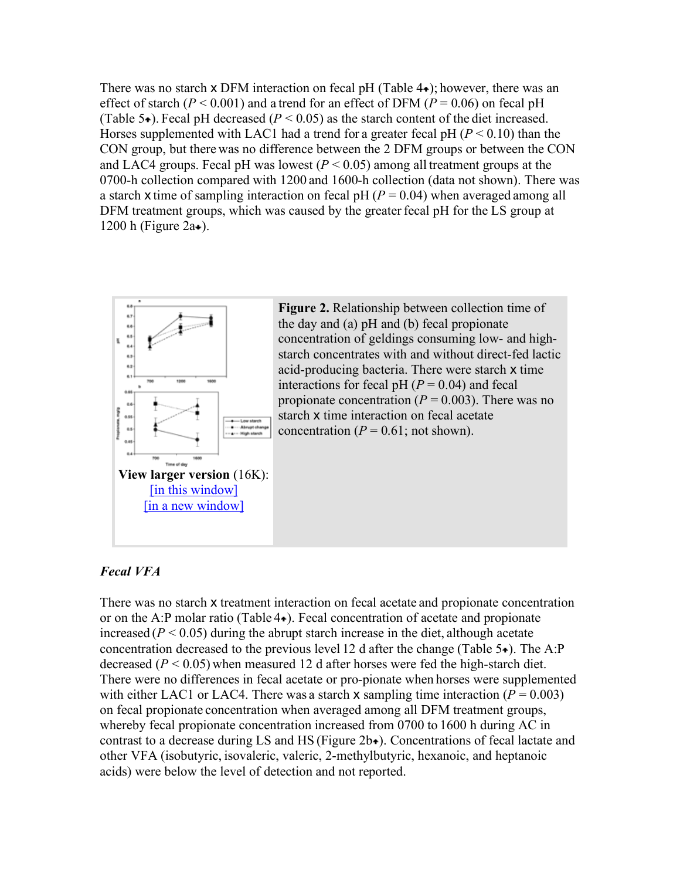There was no starch x DFM interaction on fecal pH (Table 4); however, there was an effect of starch ($P < 0.001$) and a trend for an effect of DFM ($P = 0.06$) on fecal pH (Table 5). Fecal pH decreased ($P < 0.05$) as the starch content of the diet increased. Horses supplemented with LAC1 had a trend for a greater fecal pH ($P < 0.10$) than the CON group, but there was no difference between the 2 DFM groups or between the CON and LAC4 groups. Fecal pH was lowest ($P < 0.05$) among all treatment groups at the 0700-h collection compared with 1200 and 1600-h collection (data not shown). There was a starch x time of sampling interaction on fecal pH ($P = 0.04$) when averaged among all DFM treatment groups, which was caused by the greater fecal pH for the LS group at 1200 h (Figure 2a).

**Figure 2.** Relationship between collection time of the day and (a) pH and (b) fecal propionate concentration of geldings consuming low- and high-starch concentrates with and without direct-fed lactic acid-producing bacteria. There were starch x time interactions for fecal pH ($P = 0.04$) and fecal propionate concentration ($P = 0.003$). There was no starch x time interaction on fecal acetate concentration ($P = 0.61$; not shown).

**View larger version** (16K):
[in this window]
[in a new window]

### *Fecal VFA*

There was no starch x treatment interaction on fecal acetate and propionate concentration or on the A:P molar ratio (Table 4). Fecal concentration of acetate and propionate increased ($P < 0.05$) during the abrupt starch increase in the diet, although acetate concentration decreased to the previous level 12 d after the change (Table 5). The A:P decreased ($P < 0.05$) when measured 12 d after horses were fed the high-starch diet. There were no differences in fecal acetate or pro-pionate when horses were supplemented with either LAC1 or LAC4. There was a starch x sampling time interaction ($P = 0.003$) on fecal propionate concentration when averaged among all DFM treatment groups, whereby fecal propionate concentration increased from 0700 to 1600 h during AC in contrast to a decrease during LS and HS (Figure 2b). Concentrations of fecal lactate and other VFA (isobutyric, isovaleric, valeric, 2-methylbutyric, hexanoic, and heptanoic acids) were below the level of detection and not reported.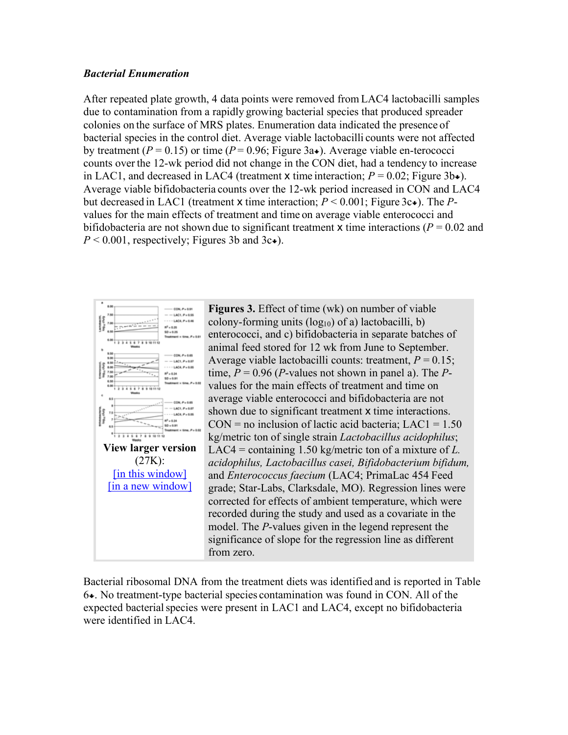### *Bacterial Enumeration*

After repeated plate growth, 4 data points were removed from LAC4 lactobacilli samples due to contamination from a rapidly growing bacterial species that produced spreader colonies on the surface of MRS plates. Enumeration data indicated the presence of bacterial species in the control diet. Average viable lactobacilli counts were not affected by treatment (*P* = 0.15) or time (*P* = 0.96; Figure 3a). Average viable en-terococci counts over the 12-wk period did not change in the CON diet, had a tendency to increase in LAC1, and decreased in LAC4 (treatment x time interaction; *P* = 0.02; Figure 3b). Average viable bifidobacteria counts over the 12-wk period increased in CON and LAC4 but decreased in LAC1 (treatment x time interaction; *P* < 0.001; Figure 3c). The *P*-values for the main effects of treatment and time on average viable enterococci and bifidobacteria are not shown due to significant treatment x time interactions (*P* = 0.02 and *P* < 0.001, respectively; Figures 3b and 3c).

View larger version (27K):
[in this window]
[in a new window]

**Figures 3.** Effect of time (wk) on number of viable colony-forming units ($log_{10}$) of a) lactobacilli, b) enterococci, and c) bifidobacteria in separate batches of animal feed stored for 12 wk from June to September. Average viable lactobacilli counts: treatment, *P* = 0.15; time, *P* = 0.96 (*P*-values not shown in panel a). The *P*-values for the main effects of treatment and time on average viable enterococci and bifidobacteria are not shown due to significant treatment x time interactions. CON = no inclusion of lactic acid bacteria; LAC1 = 1.50 kg/metric ton of single strain *Lactobacillus acidophilus*; LAC4 = containing 1.50 kg/metric ton of a mixture of *L. acidophilus, Lactobacillus casei, Bifidobacterium bifidum,* and *Enterococcus faecium* (LAC4; PrimaLac 454 Feed grade; Star-Labs, Clarksdale, MO). Regression lines were corrected for effects of ambient temperature, which were recorded during the study and used as a covariate in the model. The *P*-values given in the legend represent the significance of slope for the regression line as different from zero.

Bacterial ribosomal DNA from the treatment diets was identified and is reported in Table 6. No treatment-type bacterial species contamination was found in CON. All of the expected bacterial species were present in LAC1 and LAC4, except no bifidobacteria were identified in LAC4.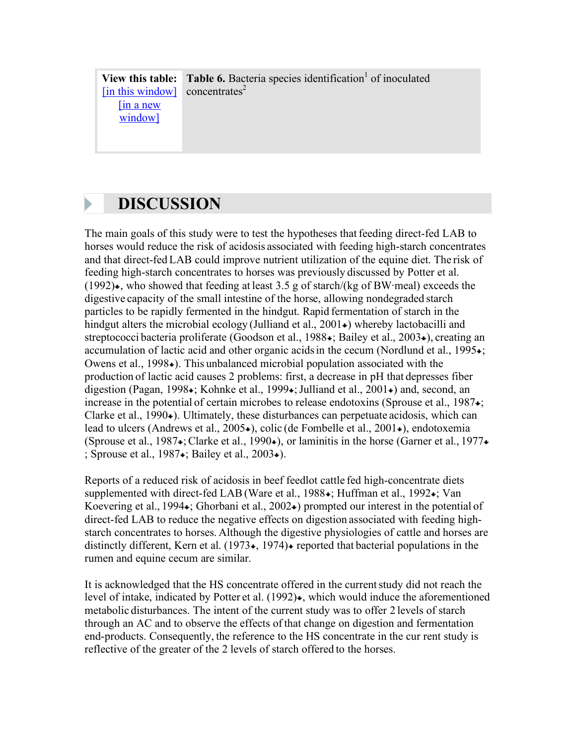View this table: [in this window] [in a new window]

**Table 6.** Bacteria species identification[1] of inoculated concentrates[2]

## DISCUSSION

The main goals of this study were to test the hypotheses that feeding direct-fed LAB to horses would reduce the risk of acidosis associated with feeding high-starch concentrates and that direct-fed LAB could improve nutrient utilization of the equine diet. The risk of feeding high-starch concentrates to horses was previously discussed by Potter et al. (1992), who showed that feeding at least 3.5 g of starch/(kg of BW·meal) exceeds the digestive capacity of the small intestine of the horse, allowing nondegraded starch particles to be rapidly fermented in the hindgut. Rapid fermentation of starch in the hindgut alters the microbial ecology (Julliand et al., 2001) whereby lactobacilli and streptococci bacteria proliferate (Goodson et al., 1988; Bailey et al., 2003), creating an accumulation of lactic acid and other organic acids in the cecum (Nordlund et al., 1995; Owens et al., 1998). This unbalanced microbial population associated with the production of lactic acid causes 2 problems: first, a decrease in pH that depresses fiber digestion (Pagan, 1998; Kohnke et al., 1999; Julliand et al., 2001) and, second, an increase in the potential of certain microbes to release endotoxins (Sprouse et al., 1987; Clarke et al., 1990). Ultimately, these disturbances can perpetuate acidosis, which can lead to ulcers (Andrews et al., 2005), colic (de Fombelle et al., 2001), endotoxemia (Sprouse et al., 1987; Clarke et al., 1990), or laminitis in the horse (Garner et al., 1977; Sprouse et al., 1987; Bailey et al., 2003).

Reports of a reduced risk of acidosis in beef feedlot cattle fed high-concentrate diets supplemented with direct-fed LAB (Ware et al., 1988; Huffman et al., 1992; Van Koevering et al., 1994; Ghorbani et al., 2002) prompted our interest in the potential of direct-fed LAB to reduce the negative effects on digestion associated with feeding high-starch concentrates to horses. Although the digestive physiologies of cattle and horses are distinctly different, Kern et al. (1973, 1974) reported that bacterial populations in the rumen and equine cecum are similar.

It is acknowledged that the HS concentrate offered in the current study did not reach the level of intake, indicated by Potter et al. (1992), which would induce the aforementioned metabolic disturbances. The intent of the current study was to offer 2 levels of starch through an AC and to observe the effects of that change on digestion and fermentation end-products. Consequently, the reference to the HS concentrate in the cur rent study is reflective of the greater of the 2 levels of starch offered to the horses.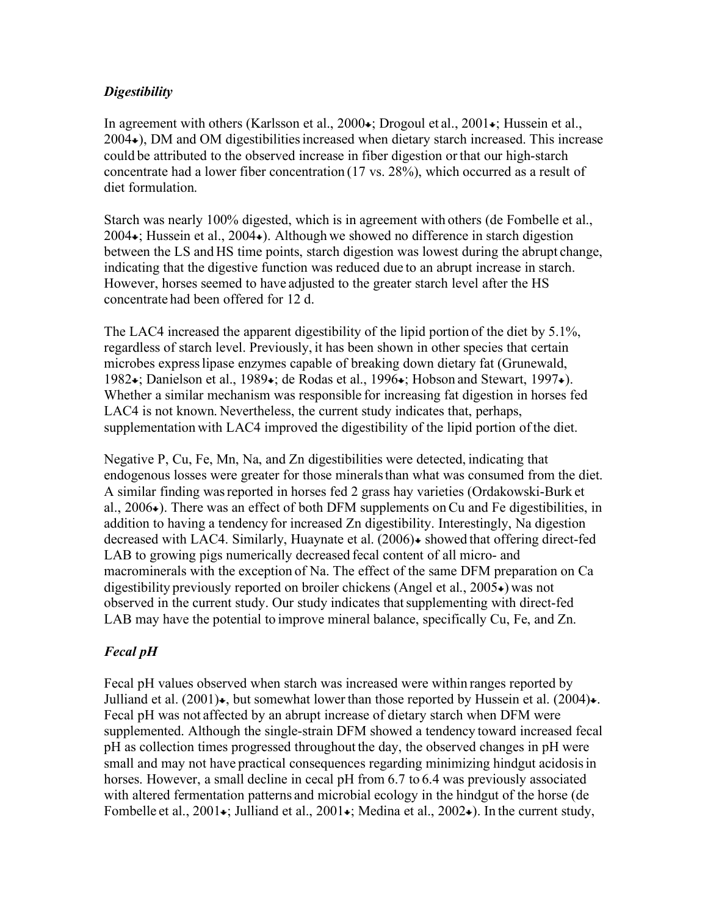### *Digestibility*

In agreement with others (Karlsson et al., 2000; Drogoul et al., 2001; Hussein et al., 2004), DM and OM digestibilities increased when dietary starch increased. This increase could be attributed to the observed increase in fiber digestion or that our high-starch concentrate had a lower fiber concentration (17 vs. 28%), which occurred as a result of diet formulation.

Starch was nearly 100% digested, which is in agreement with others (de Fombelle et al., 2004; Hussein et al., 2004). Although we showed no difference in starch digestion between the LS and HS time points, starch digestion was lowest during the abrupt change, indicating that the digestive function was reduced due to an abrupt increase in starch. However, horses seemed to have adjusted to the greater starch level after the HS concentrate had been offered for 12 d.

The LAC4 increased the apparent digestibility of the lipid portion of the diet by 5.1%, regardless of starch level. Previously, it has been shown in other species that certain microbes express lipase enzymes capable of breaking down dietary fat (Grunewald, 1982; Danielson et al., 1989; de Rodas et al., 1996; Hobson and Stewart, 1997). Whether a similar mechanism was responsible for increasing fat digestion in horses fed LAC4 is not known. Nevertheless, the current study indicates that, perhaps, supplementation with LAC4 improved the digestibility of the lipid portion of the diet.

Negative P, Cu, Fe, Mn, Na, and Zn digestibilities were detected, indicating that endogenous losses were greater for those minerals than what was consumed from the diet. A similar finding was reported in horses fed 2 grass hay varieties (Ordakowski-Burk et al., 2006). There was an effect of both DFM supplements on Cu and Fe digestibilities, in addition to having a tendency for increased Zn digestibility. Interestingly, Na digestion decreased with LAC4. Similarly, Huaynate et al. (2006) showed that offering direct-fed LAB to growing pigs numerically decreased fecal content of all micro- and macrominerals with the exception of Na. The effect of the same DFM preparation on Ca digestibility previously reported on broiler chickens (Angel et al., 2005) was not observed in the current study. Our study indicates that supplementing with direct-fed LAB may have the potential to improve mineral balance, specifically Cu, Fe, and Zn.

### *Fecal pH*

Fecal pH values observed when starch was increased were within ranges reported by Julliand et al. (2001), but somewhat lower than those reported by Hussein et al. (2004). Fecal pH was not affected by an abrupt increase of dietary starch when DFM were supplemented. Although the single-strain DFM showed a tendency toward increased fecal pH as collection times progressed throughout the day, the observed changes in pH were small and may not have practical consequences regarding minimizing hindgut acidosis in horses. However, a small decline in cecal pH from 6.7 to 6.4 was previously associated with altered fermentation patterns and microbial ecology in the hindgut of the horse (de Fombelle et al., 2001; Julliand et al., 2001; Medina et al., 2002). In the current study,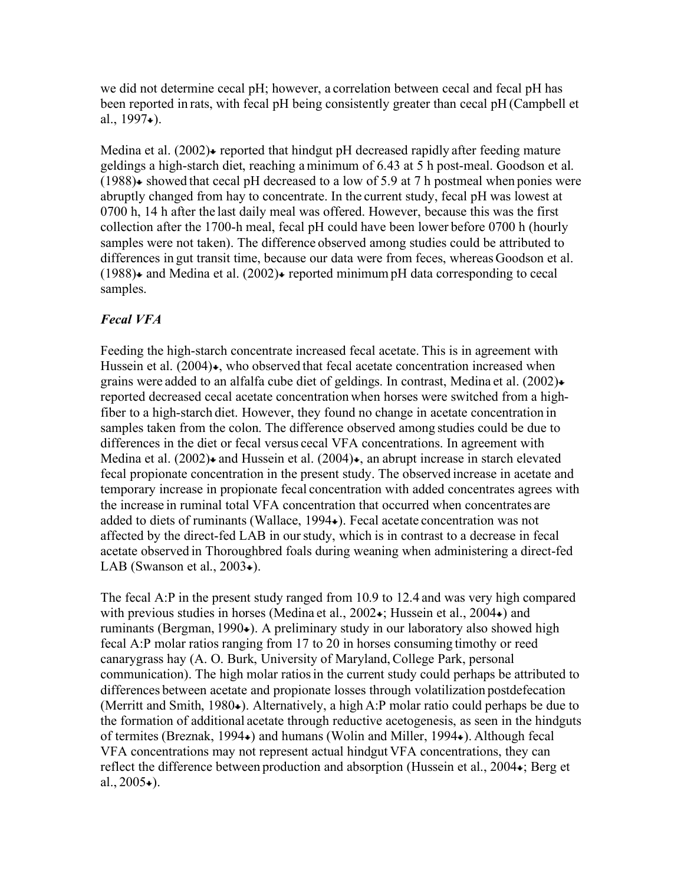we did not determine cecal pH; however, a correlation between cecal and fecal pH has been reported in rats, with fecal pH being consistently greater than cecal pH (Campbell et al., 1997).

Medina et al. (2002) reported that hindgut pH decreased rapidly after feeding mature geldings a high-starch diet, reaching a minimum of 6.43 at 5 h post-meal. Goodson et al. (1988) showed that cecal pH decreased to a low of 5.9 at 7 h postmeal when ponies were abruptly changed from hay to concentrate. In the current study, fecal pH was lowest at 0700 h, 14 h after the last daily meal was offered. However, because this was the first collection after the 1700-h meal, fecal pH could have been lower before 0700 h (hourly samples were not taken). The difference observed among studies could be attributed to differences in gut transit time, because our data were from feces, whereas Goodson et al. (1988) and Medina et al. (2002) reported minimum pH data corresponding to cecal samples.

### *Fecal VFA*

Feeding the high-starch concentrate increased fecal acetate. This is in agreement with Hussein et al. (2004), who observed that fecal acetate concentration increased when grains were added to an alfalfa cube diet of geldings. In contrast, Medina et al. (2002) reported decreased cecal acetate concentration when horses were switched from a high-fiber to a high-starch diet. However, they found no change in acetate concentration in samples taken from the colon. The difference observed among studies could be due to differences in the diet or fecal versus cecal VFA concentrations. In agreement with Medina et al. (2002) and Hussein et al. (2004), an abrupt increase in starch elevated fecal propionate concentration in the present study. The observed increase in acetate and temporary increase in propionate fecal concentration with added concentrates agrees with the increase in ruminal total VFA concentration that occurred when concentrates are added to diets of ruminants (Wallace, 1994). Fecal acetate concentration was not affected by the direct-fed LAB in our study, which is in contrast to a decrease in fecal acetate observed in Thoroughbred foals during weaning when administering a direct-fed LAB (Swanson et al., 2003).

The fecal A:P in the present study ranged from 10.9 to 12.4 and was very high compared with previous studies in horses (Medina et al., 2002; Hussein et al., 2004) and ruminants (Bergman, 1990). A preliminary study in our laboratory also showed high fecal A:P molar ratios ranging from 17 to 20 in horses consuming timothy or reed canarygrass hay (A. O. Burk, University of Maryland, College Park, personal communication). The high molar ratios in the current study could perhaps be attributed to differences between acetate and propionate losses through volatilization postdefecation (Merritt and Smith, 1980). Alternatively, a high A:P molar ratio could perhaps be due to the formation of additional acetate through reductive acetogenesis, as seen in the hindguts of termites (Breznak, 1994) and humans (Wolin and Miller, 1994). Although fecal VFA concentrations may not represent actual hindgut VFA concentrations, they can reflect the difference between production and absorption (Hussein et al., 2004; Berg et al., 2005).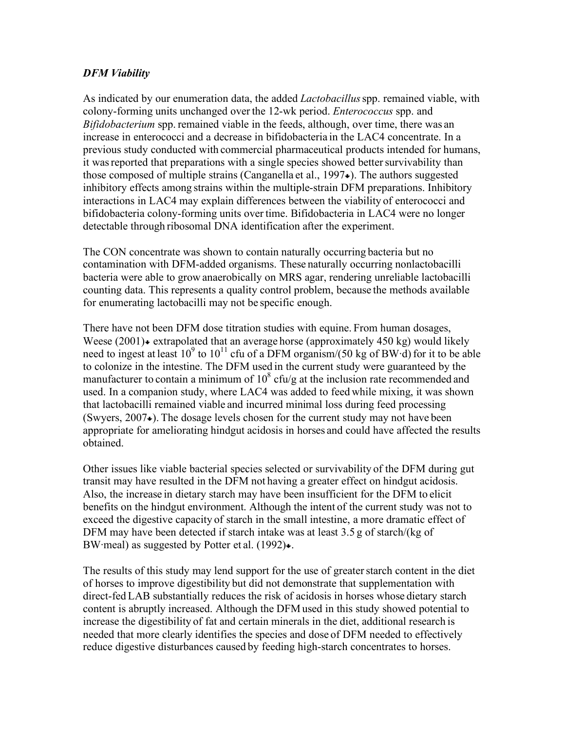### *DFM Viability*

As indicated by our enumeration data, the added *Lactobacillus* spp. remained viable, with colony-forming units unchanged over the 12-wk period. *Enterococcus* spp. and *Bifidobacterium* spp. remained viable in the feeds, although, over time, there was an increase in enterococci and a decrease in bifidobacteria in the LAC4 concentrate. In a previous study conducted with commercial pharmaceutical products intended for humans, it was reported that preparations with a single species showed better survivability than those composed of multiple strains (Canganella et al., 1997). The authors suggested inhibitory effects among strains within the multiple-strain DFM preparations. Inhibitory interactions in LAC4 may explain differences between the viability of enterococci and bifidobacteria colony-forming units over time. Bifidobacteria in LAC4 were no longer detectable through ribosomal DNA identification after the experiment.

The CON concentrate was shown to contain naturally occurring bacteria but no contamination with DFM-added organisms. These naturally occurring nonlactobacilli bacteria were able to grow anaerobically on MRS agar, rendering unreliable lactobacilli counting data. This represents a quality control problem, because the methods available for enumerating lactobacilli may not be specific enough.

There have not been DFM dose titration studies with equine. From human dosages, Weese (2001) extrapolated that an average horse (approximately 450 kg) would likely need to ingest at least $10^9$ to $10^{11}$ cfu of a DFM organism/(50 kg of BW·d) for it to be able to colonize in the intestine. The DFM used in the current study were guaranteed by the manufacturer to contain a minimum of $10^8$ cfu/g at the inclusion rate recommended and used. In a companion study, where LAC4 was added to feed while mixing, it was shown that lactobacilli remained viable and incurred minimal loss during feed processing (Swyers, 2007). The dosage levels chosen for the current study may not have been appropriate for ameliorating hindgut acidosis in horses and could have affected the results obtained.

Other issues like viable bacterial species selected or survivability of the DFM during gut transit may have resulted in the DFM not having a greater effect on hindgut acidosis. Also, the increase in dietary starch may have been insufficient for the DFM to elicit benefits on the hindgut environment. Although the intent of the current study was not to exceed the digestive capacity of starch in the small intestine, a more dramatic effect of DFM may have been detected if starch intake was at least 3.5 g of starch/(kg of BW·meal) as suggested by Potter et al. (1992).

The results of this study may lend support for the use of greater starch content in the diet of horses to improve digestibility but did not demonstrate that supplementation with direct-fed LAB substantially reduces the risk of acidosis in horses whose dietary starch content is abruptly increased. Although the DFM used in this study showed potential to increase the digestibility of fat and certain minerals in the diet, additional research is needed that more clearly identifies the species and dose of DFM needed to effectively reduce digestive disturbances caused by feeding high-starch concentrates to horses.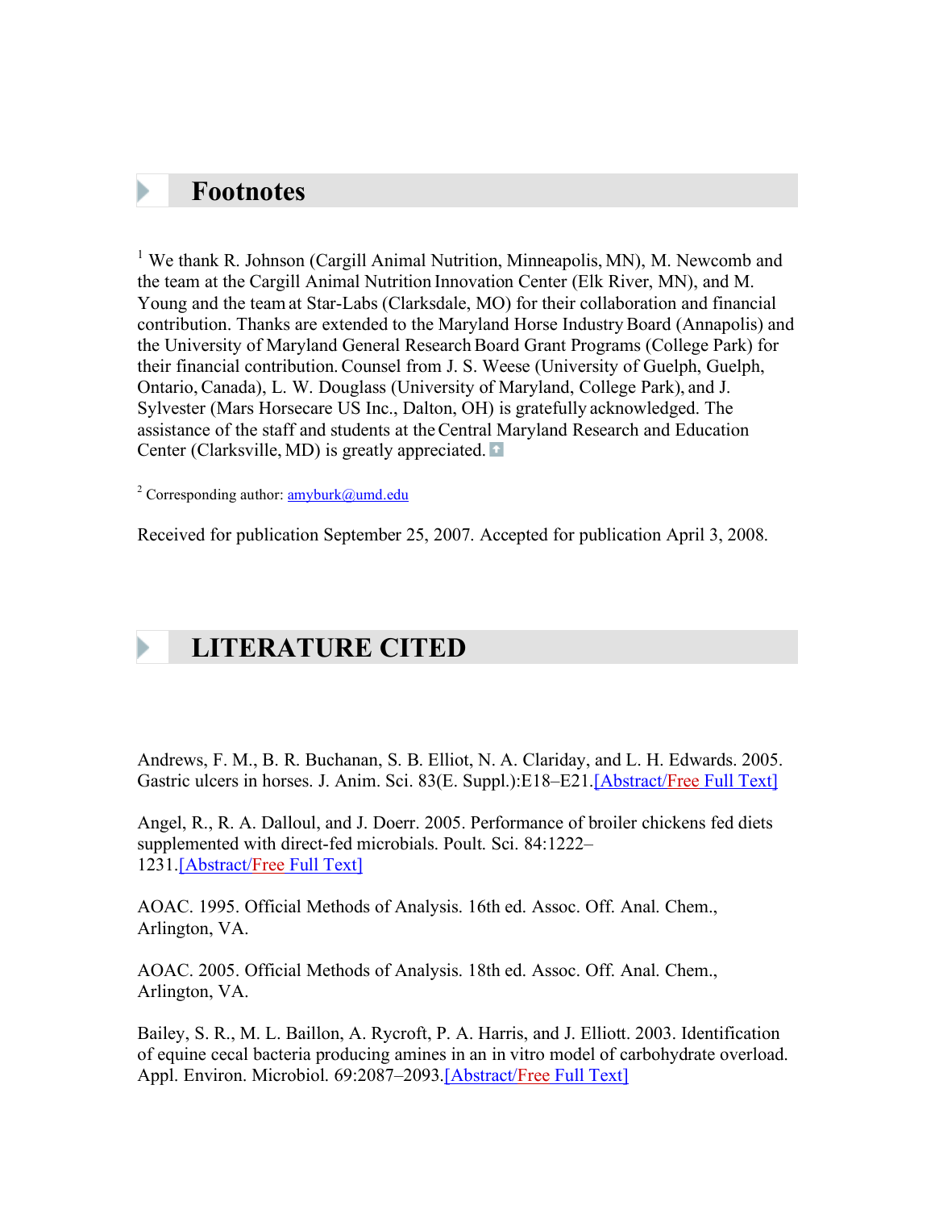## Footnotes

[1] We thank R. Johnson (Cargill Animal Nutrition, Minneapolis, MN), M. Newcomb and the team at the Cargill Animal Nutrition Innovation Center (Elk River, MN), and M. Young and the team at Star-Labs (Clarksdale, MO) for their collaboration and financial contribution. Thanks are extended to the Maryland Horse Industry Board (Annapolis) and the University of Maryland General Research Board Grant Programs (College Park) for their financial contribution. Counsel from J. S. Weese (University of Guelph, Guelph, Ontario, Canada), L. W. Douglass (University of Maryland, College Park), and J. Sylvester (Mars Horsecare US Inc., Dalton, OH) is gratefully acknowledged. The assistance of the staff and students at the Central Maryland Research and Education Center (Clarksville, MD) is greatly appreciated.

[2] Corresponding author: amyburk@umd.edu

Received for publication September 25, 2007. Accepted for publication April 3, 2008.

## LITERATURE CITED

Andrews, F. M., B. R. Buchanan, S. B. Elliot, N. A. Clariday, and L. H. Edwards. 2005. Gastric ulcers in horses. J. Anim. Sci. 83(E. Suppl.):E18–E21.[Abstract/Free Full Text]

Angel, R., R. A. Dalloul, and J. Doerr. 2005. Performance of broiler chickens fed diets supplemented with direct-fed microbials. Poult. Sci. 84:1222–1231.[Abstract/Free Full Text]

AOAC. 1995. Official Methods of Analysis. 16th ed. Assoc. Off. Anal. Chem., Arlington, VA.

AOAC. 2005. Official Methods of Analysis. 18th ed. Assoc. Off. Anal. Chem., Arlington, VA.

Bailey, S. R., M. L. Baillon, A. Rycroft, P. A. Harris, and J. Elliott. 2003. Identification of equine cecal bacteria producing amines in an in vitro model of carbohydrate overload. Appl. Environ. Microbiol. 69:2087–2093.[Abstract/Free Full Text]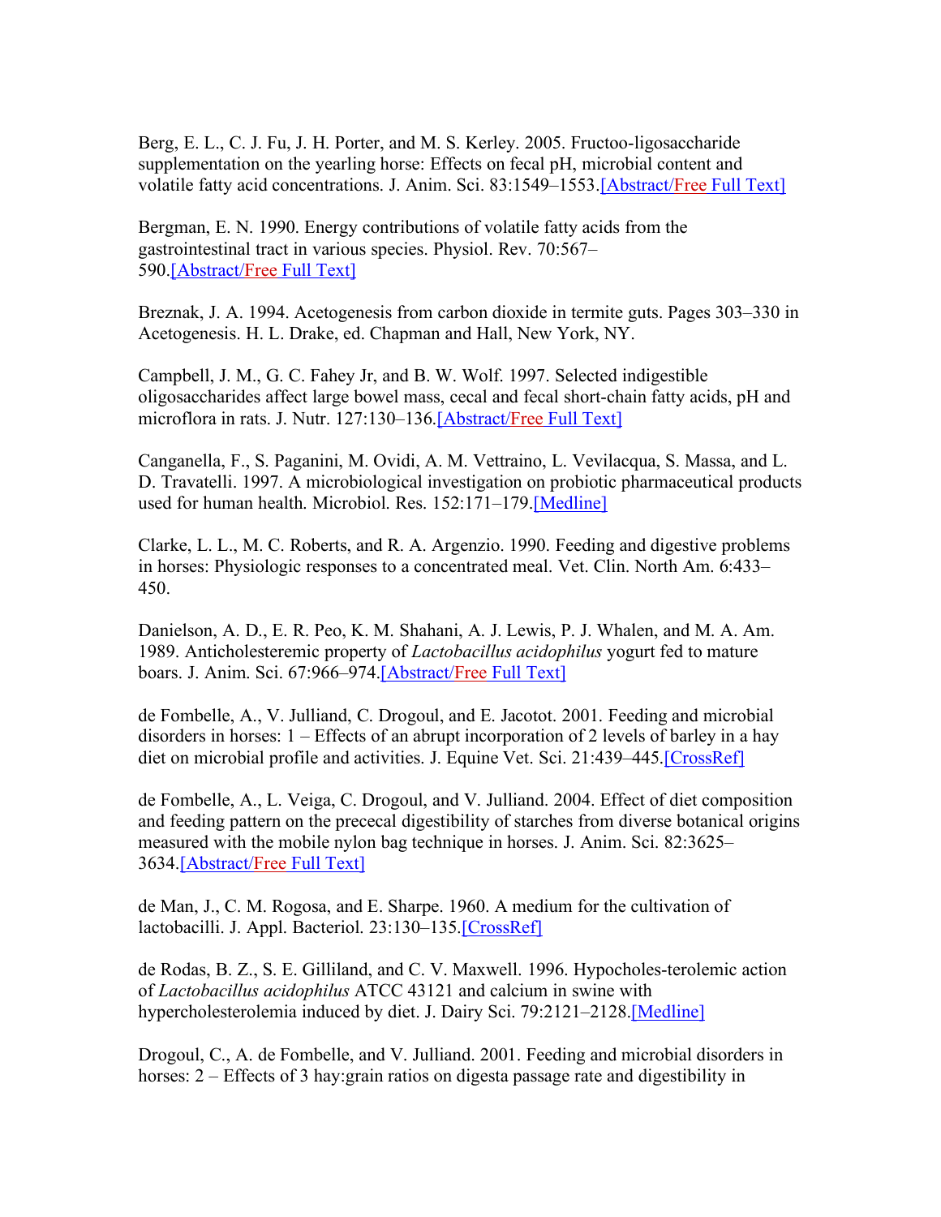Berg, E. L., C. J. Fu, J. H. Porter, and M. S. Kerley. 2005. Fructoo-ligosaccharide supplementation on the yearling horse: Effects on fecal pH, microbial content and volatile fatty acid concentrations. J. Anim. Sci. 83:1549–1553.[Abstract/Free Full Text]

Bergman, E. N. 1990. Energy contributions of volatile fatty acids from the gastrointestinal tract in various species. Physiol. Rev. 70:567–590.[Abstract/Free Full Text]

Breznak, J. A. 1994. Acetogenesis from carbon dioxide in termite guts. Pages 303–330 in Acetogenesis. H. L. Drake, ed. Chapman and Hall, New York, NY.

Campbell, J. M., G. C. Fahey Jr, and B. W. Wolf. 1997. Selected indigestible oligosaccharides affect large bowel mass, cecal and fecal short-chain fatty acids, pH and microflora in rats. J. Nutr. 127:130–136.[Abstract/Free Full Text]

Canganella, F., S. Paganini, M. Ovidi, A. M. Vettraino, L. Vevilacqua, S. Massa, and L. D. Travatelli. 1997. A microbiological investigation on probiotic pharmaceutical products used for human health. Microbiol. Res. 152:171–179.[Medline]

Clarke, L. L., M. C. Roberts, and R. A. Argenzio. 1990. Feeding and digestive problems in horses: Physiologic responses to a concentrated meal. Vet. Clin. North Am. 6:433–450.

Danielson, A. D., E. R. Peo, K. M. Shahani, A. J. Lewis, P. J. Whalen, and M. A. Am. 1989. Anticholesteremic property of *Lactobacillus acidophilus* yogurt fed to mature boars. J. Anim. Sci. 67:966–974.[Abstract/Free Full Text]

de Fombelle, A., V. Julliand, C. Drogoul, and E. Jacotot. 2001. Feeding and microbial disorders in horses: 1 – Effects of an abrupt incorporation of 2 levels of barley in a hay diet on microbial profile and activities. J. Equine Vet. Sci. 21:439–445.[CrossRef]

de Fombelle, A., L. Veiga, C. Drogoul, and V. Julliand. 2004. Effect of diet composition and feeding pattern on the prececal digestibility of starches from diverse botanical origins measured with the mobile nylon bag technique in horses. J. Anim. Sci. 82:3625–3634.[Abstract/Free Full Text]

de Man, J., C. M. Rogosa, and E. Sharpe. 1960. A medium for the cultivation of lactobacilli. J. Appl. Bacteriol. 23:130–135.[CrossRef]

de Rodas, B. Z., S. E. Gilliland, and C. V. Maxwell. 1996. Hypocholes-terolemic action of *Lactobacillus acidophilus* ATCC 43121 and calcium in swine with hypercholesterolemia induced by diet. J. Dairy Sci. 79:2121–2128.[Medline]

Drogoul, C., A. de Fombelle, and V. Julliand. 2001. Feeding and microbial disorders in horses: 2 – Effects of 3 hay:grain ratios on digesta passage rate and digestibility in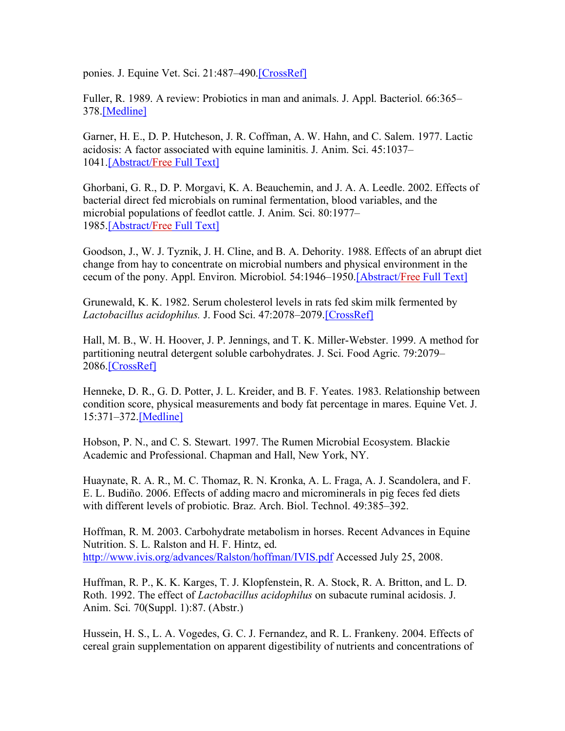ponies. J. Equine Vet. Sci. 21:487–490.[CrossRef]

Fuller, R. 1989. A review: Probiotics in man and animals. J. Appl. Bacteriol. 66:365–378.[Medline]

Garner, H. E., D. P. Hutcheson, J. R. Coffman, A. W. Hahn, and C. Salem. 1977. Lactic acidosis: A factor associated with equine laminitis. J. Anim. Sci. 45:1037–1041.[Abstract/Free Full Text]

Ghorbani, G. R., D. P. Morgavi, K. A. Beauchemin, and J. A. A. Leedle. 2002. Effects of bacterial direct fed microbials on ruminal fermentation, blood variables, and the microbial populations of feedlot cattle. J. Anim. Sci. 80:1977–1985.[Abstract/Free Full Text]

Goodson, J., W. J. Tyznik, J. H. Cline, and B. A. Dehority. 1988. Effects of an abrupt diet change from hay to concentrate on microbial numbers and physical environment in the cecum of the pony. Appl. Environ. Microbiol. 54:1946–1950.[Abstract/Free Full Text]

Grunewald, K. K. 1982. Serum cholesterol levels in rats fed skim milk fermented by *Lactobacillus acidophilus.* J. Food Sci. 47:2078–2079.[CrossRef]

Hall, M. B., W. H. Hoover, J. P. Jennings, and T. K. Miller-Webster. 1999. A method for partitioning neutral detergent soluble carbohydrates. J. Sci. Food Agric. 79:2079–2086.[CrossRef]

Henneke, D. R., G. D. Potter, J. L. Kreider, and B. F. Yeates. 1983. Relationship between condition score, physical measurements and body fat percentage in mares. Equine Vet. J. 15:371–372.[Medline]

Hobson, P. N., and C. S. Stewart. 1997. The Rumen Microbial Ecosystem. Blackie Academic and Professional. Chapman and Hall, New York, NY.

Huaynate, R. A. R., M. C. Thomaz, R. N. Kronka, A. L. Fraga, A. J. Scandolera, and F. E. L. Budiño. 2006. Effects of adding macro and microminerals in pig feces fed diets with different levels of probiotic. Braz. Arch. Biol. Technol. 49:385–392.

Hoffman, R. M. 2003. Carbohydrate metabolism in horses. Recent Advances in Equine Nutrition. S. L. Ralston and H. F. Hintz, ed. http://www.ivis.org/advances/Ralston/hoffman/IVIS.pdf Accessed July 25, 2008.

Huffman, R. P., K. K. Karges, T. J. Klopfenstein, R. A. Stock, R. A. Britton, and L. D. Roth. 1992. The effect of *Lactobacillus acidophilus* on subacute ruminal acidosis. J. Anim. Sci. 70(Suppl. 1):87. (Abstr.)

Hussein, H. S., L. A. Vogedes, G. C. J. Fernandez, and R. L. Frankeny. 2004. Effects of cereal grain supplementation on apparent digestibility of nutrients and concentrations of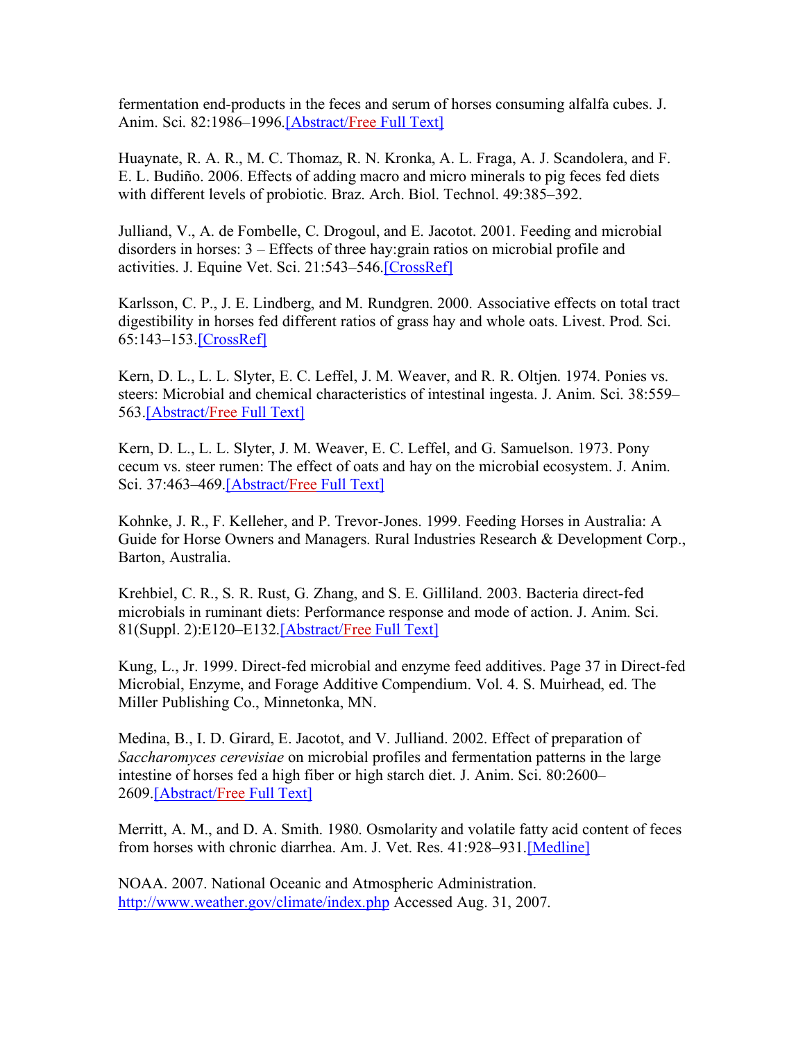fermentation end-products in the feces and serum of horses consuming alfalfa cubes. J. Anim. Sci. 82:1986–1996.[Abstract/Free Full Text]

Huaynate, R. A. R., M. C. Thomaz, R. N. Kronka, A. L. Fraga, A. J. Scandolera, and F. E. L. Budiño. 2006. Effects of adding macro and micro minerals to pig feces fed diets with different levels of probiotic. Braz. Arch. Biol. Technol. 49:385–392.

Julliand, V., A. de Fombelle, C. Drogoul, and E. Jacotot. 2001. Feeding and microbial disorders in horses: 3 – Effects of three hay:grain ratios on microbial profile and activities. J. Equine Vet. Sci. 21:543–546.[CrossRef]

Karlsson, C. P., J. E. Lindberg, and M. Rundgren. 2000. Associative effects on total tract digestibility in horses fed different ratios of grass hay and whole oats. Livest. Prod. Sci. 65:143–153.[CrossRef]

Kern, D. L., L. L. Slyter, E. C. Leffel, J. M. Weaver, and R. R. Oltjen. 1974. Ponies vs. steers: Microbial and chemical characteristics of intestinal ingesta. J. Anim. Sci. 38:559–563.[Abstract/Free Full Text]

Kern, D. L., L. L. Slyter, J. M. Weaver, E. C. Leffel, and G. Samuelson. 1973. Pony cecum vs. steer rumen: The effect of oats and hay on the microbial ecosystem. J. Anim. Sci. 37:463–469.[Abstract/Free Full Text]

Kohnke, J. R., F. Kelleher, and P. Trevor-Jones. 1999. Feeding Horses in Australia: A Guide for Horse Owners and Managers. Rural Industries Research & Development Corp., Barton, Australia.

Krehbiel, C. R., S. R. Rust, G. Zhang, and S. E. Gilliland. 2003. Bacteria direct-fed microbials in ruminant diets: Performance response and mode of action. J. Anim. Sci. 81(Suppl. 2):E120–E132.[Abstract/Free Full Text]

Kung, L., Jr. 1999. Direct-fed microbial and enzyme feed additives. Page 37 in Direct-fed Microbial, Enzyme, and Forage Additive Compendium. Vol. 4. S. Muirhead, ed. The Miller Publishing Co., Minnetonka, MN.

Medina, B., I. D. Girard, E. Jacotot, and V. Julliand. 2002. Effect of preparation of *Saccharomyces cerevisiae* on microbial profiles and fermentation patterns in the large intestine of horses fed a high fiber or high starch diet. J. Anim. Sci. 80:2600–2609.[Abstract/Free Full Text]

Merritt, A. M., and D. A. Smith. 1980. Osmolarity and volatile fatty acid content of feces from horses with chronic diarrhea. Am. J. Vet. Res. 41:928–931.[Medline]

NOAA. 2007. National Oceanic and Atmospheric Administration. http://www.weather.gov/climate/index.php Accessed Aug. 31, 2007.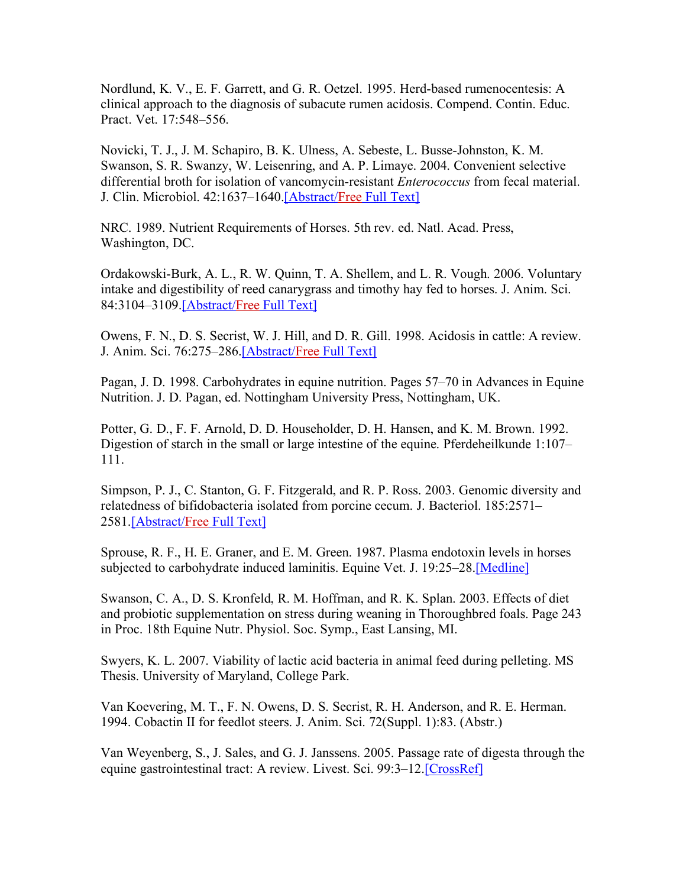Nordlund, K. V., E. F. Garrett, and G. R. Oetzel. 1995. Herd-based rumenocentesis: A clinical approach to the diagnosis of subacute rumen acidosis. Compend. Contin. Educ. Pract. Vet. 17:548–556.

Novicki, T. J., J. M. Schapiro, B. K. Ulness, A. Sebeste, L. Busse-Johnston, K. M. Swanson, S. R. Swanzy, W. Leisenring, and A. P. Limaye. 2004. Convenient selective differential broth for isolation of vancomycin-resistant *Enterococcus* from fecal material. J. Clin. Microbiol. 42:1637–1640.[Abstract/Free Full Text]

NRC. 1989. Nutrient Requirements of Horses. 5th rev. ed. Natl. Acad. Press, Washington, DC.

Ordakowski-Burk, A. L., R. W. Quinn, T. A. Shellem, and L. R. Vough. 2006. Voluntary intake and digestibility of reed canarygrass and timothy hay fed to horses. J. Anim. Sci. 84:3104–3109.[Abstract/Free Full Text]

Owens, F. N., D. S. Secrist, W. J. Hill, and D. R. Gill. 1998. Acidosis in cattle: A review. J. Anim. Sci. 76:275–286.[Abstract/Free Full Text]

Pagan, J. D. 1998. Carbohydrates in equine nutrition. Pages 57–70 in Advances in Equine Nutrition. J. D. Pagan, ed. Nottingham University Press, Nottingham, UK.

Potter, G. D., F. F. Arnold, D. D. Householder, D. H. Hansen, and K. M. Brown. 1992. Digestion of starch in the small or large intestine of the equine. Pferdeheilkunde 1:107–111.

Simpson, P. J., C. Stanton, G. F. Fitzgerald, and R. P. Ross. 2003. Genomic diversity and relatedness of bifidobacteria isolated from porcine cecum. J. Bacteriol. 185:2571–2581.[Abstract/Free Full Text]

Sprouse, R. F., H. E. Graner, and E. M. Green. 1987. Plasma endotoxin levels in horses subjected to carbohydrate induced laminitis. Equine Vet. J. 19:25–28.[Medline]

Swanson, C. A., D. S. Kronfeld, R. M. Hoffman, and R. K. Splan. 2003. Effects of diet and probiotic supplementation on stress during weaning in Thoroughbred foals. Page 243 in Proc. 18th Equine Nutr. Physiol. Soc. Symp., East Lansing, MI.

Swyers, K. L. 2007. Viability of lactic acid bacteria in animal feed during pelleting. MS Thesis. University of Maryland, College Park.

Van Koevering, M. T., F. N. Owens, D. S. Secrist, R. H. Anderson, and R. E. Herman. 1994. Cobactin II for feedlot steers. J. Anim. Sci. 72(Suppl. 1):83. (Abstr.)

Van Weyenberg, S., J. Sales, and G. J. Janssens. 2005. Passage rate of digesta through the equine gastrointestinal tract: A review. Livest. Sci. 99:3–12.[CrossRef]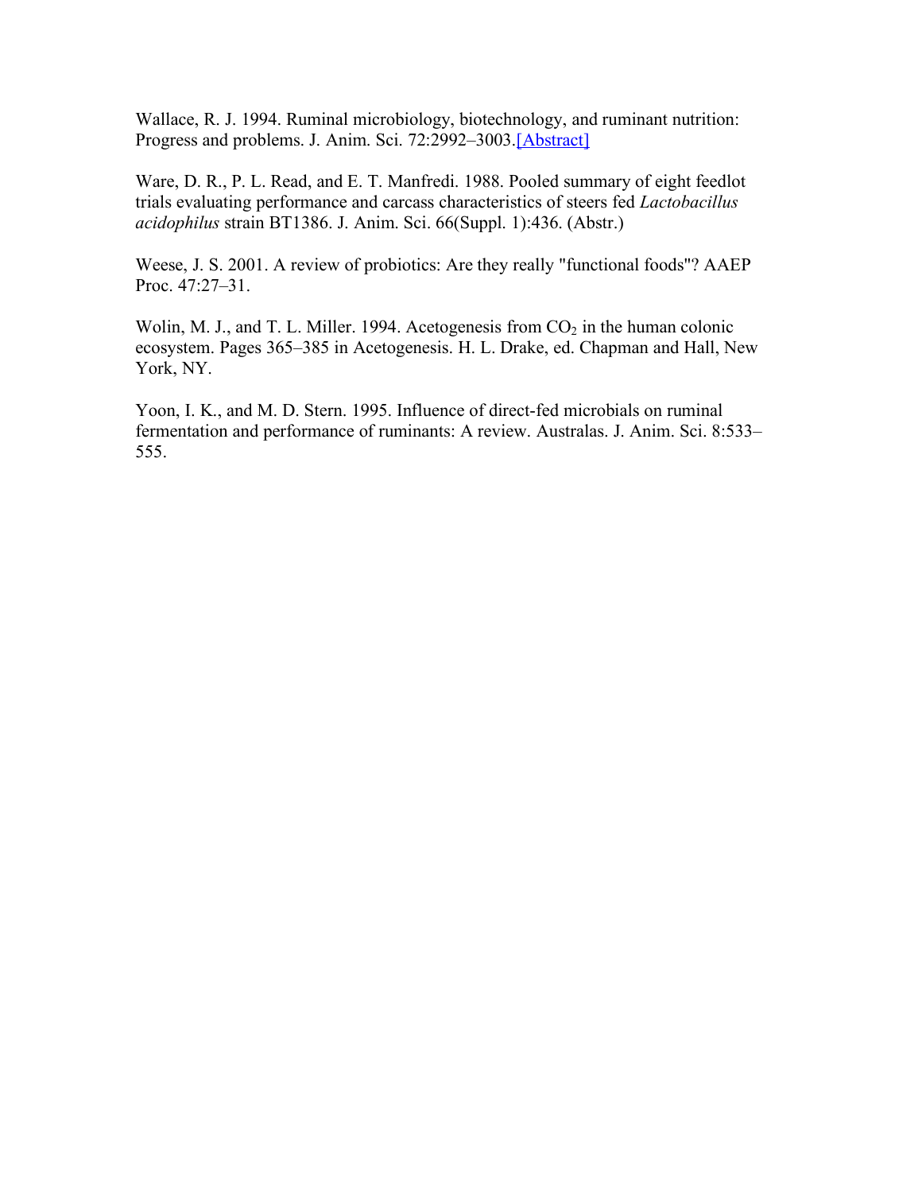Wallace, R. J. 1994. Ruminal microbiology, biotechnology, and ruminant nutrition: Progress and problems. J. Anim. Sci. 72:2992–3003.[Abstract]

Ware, D. R., P. L. Read, and E. T. Manfredi. 1988. Pooled summary of eight feedlot trials evaluating performance and carcass characteristics of steers fed *Lactobacillus acidophilus* strain BT1386. J. Anim. Sci. 66(Suppl. 1):436. (Abstr.)

Weese, J. S. 2001. A review of probiotics: Are they really "functional foods"? AAEP Proc. 47:27–31.

Wolin, M. J., and T. L. Miller. 1994. Acetogenesis from $CO_2$ in the human colonic ecosystem. Pages 365–385 in Acetogenesis. H. L. Drake, ed. Chapman and Hall, New York, NY.

Yoon, I. K., and M. D. Stern. 1995. Influence of direct-fed microbials on ruminal fermentation and performance of ruminants: A review. Australas. J. Anim. Sci. 8:533–555.